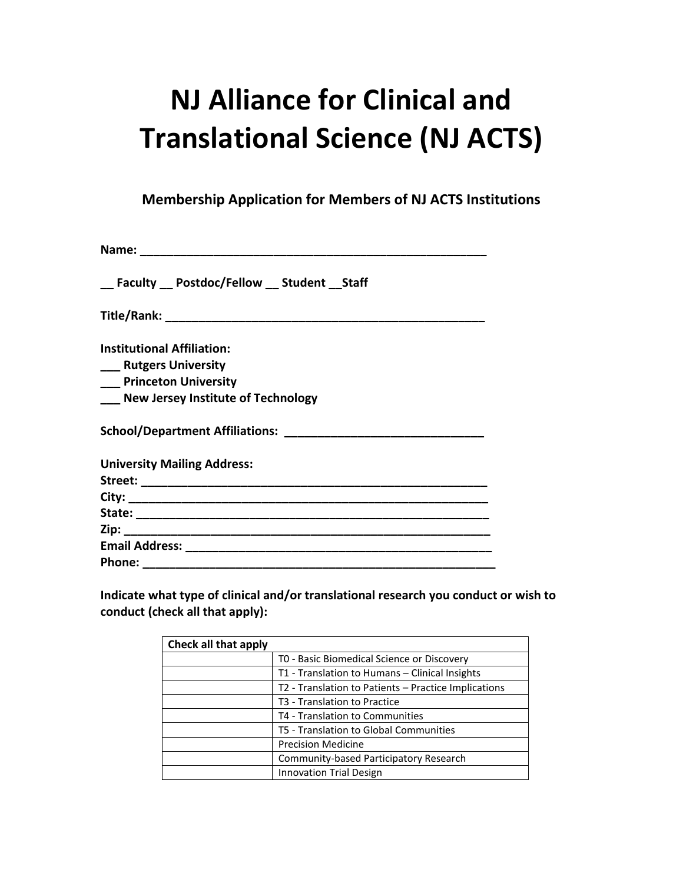# NJ Alliance for Clinical and Translational Science (NJ ACTS)

## Membership Application for Members of NJ ACTS Institutions

**Name: ______________________________________________________**

**__ Faculty __ Postdoc/Fellow __ Student __Staff**

**Title/Rank: __________________________________________________**

**Institutional Affiliation:**
**___ Rutgers University**
**___ Princeton University**
**___ New Jersey Institute of Technology**

**School/Department Affiliations: ______________________________**

**University Mailing Address:**
**Street: ______________________________________________________**
**City: ________________________________________________________**
**State: _______________________________________________________**
**Zip: _________________________________________________________**
**Email Address: _______________________________________________**
**Phone: ______________________________________________________**

**Indicate what type of clinical and/or translational research you conduct or wish to conduct (check all that apply):**

| Check all that apply | |
|---|---|
| | T0 - Basic Biomedical Science or Discovery |
| | T1 - Translation to Humans – Clinical Insights |
| | T2 - Translation to Patients – Practice Implications |
| | T3 - Translation to Practice |
| | T4 - Translation to Communities |
| | T5 - Translation to Global Communities |
| | Precision Medicine |
| | Community-based Participatory Research |
| | Innovation Trial Design |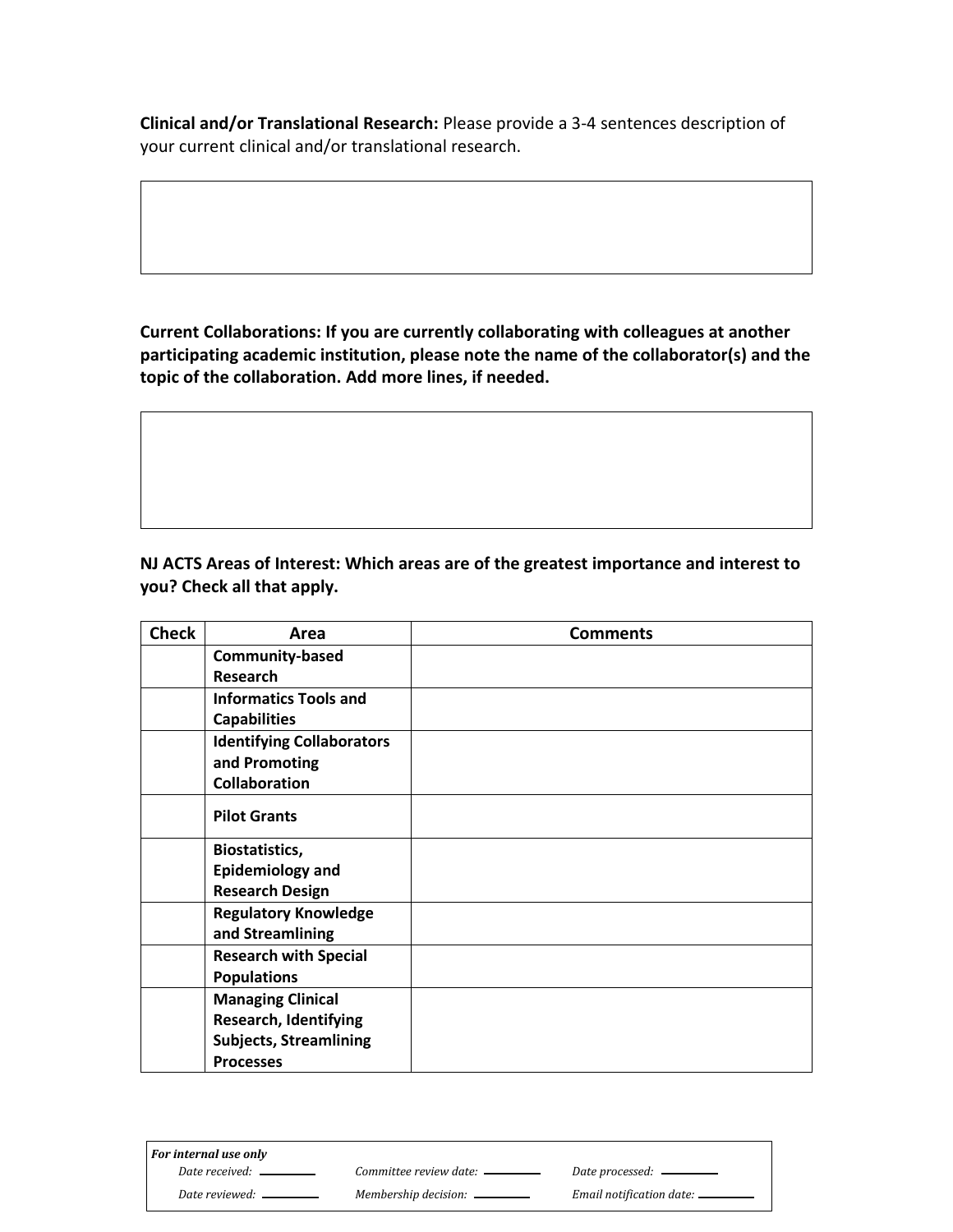**Clinical and/or Translational Research:** Please provide a 3-4 sentences description of your current clinical and/or translational research.

| |
|---|
| |

**Current Collaborations: If you are currently collaborating with colleagues at another participating academic institution, please note the name of the collaborator(s) and the topic of the collaboration. Add more lines, if needed.**

| |
|---|
| |

**NJ ACTS Areas of Interest: Which areas are of the greatest importance and interest to you? Check all that apply.**

| Check | Area | Comments |
|---|---|---|
| | **Community-based Research** | |
| | **Informatics Tools and Capabilities** | |
| | **Identifying Collaborators and Promoting Collaboration** | |
| | **Pilot Grants** | |
| | **Biostatistics, Epidemiology and Research Design** | |
| | **Regulatory Knowledge and Streamlining** | |
| | **Research with Special Populations** | |
| | **Managing Clinical Research, Identifying Subjects, Streamlining Processes** | |

***For internal use only***

| | | |
|---|---|---|
| *Date received:* ________ | *Committee review date:* ________ | *Date processed:* ________ |
| *Date reviewed:* ________ | *Membership decision:* ________ | *Email notification date:* ________ |